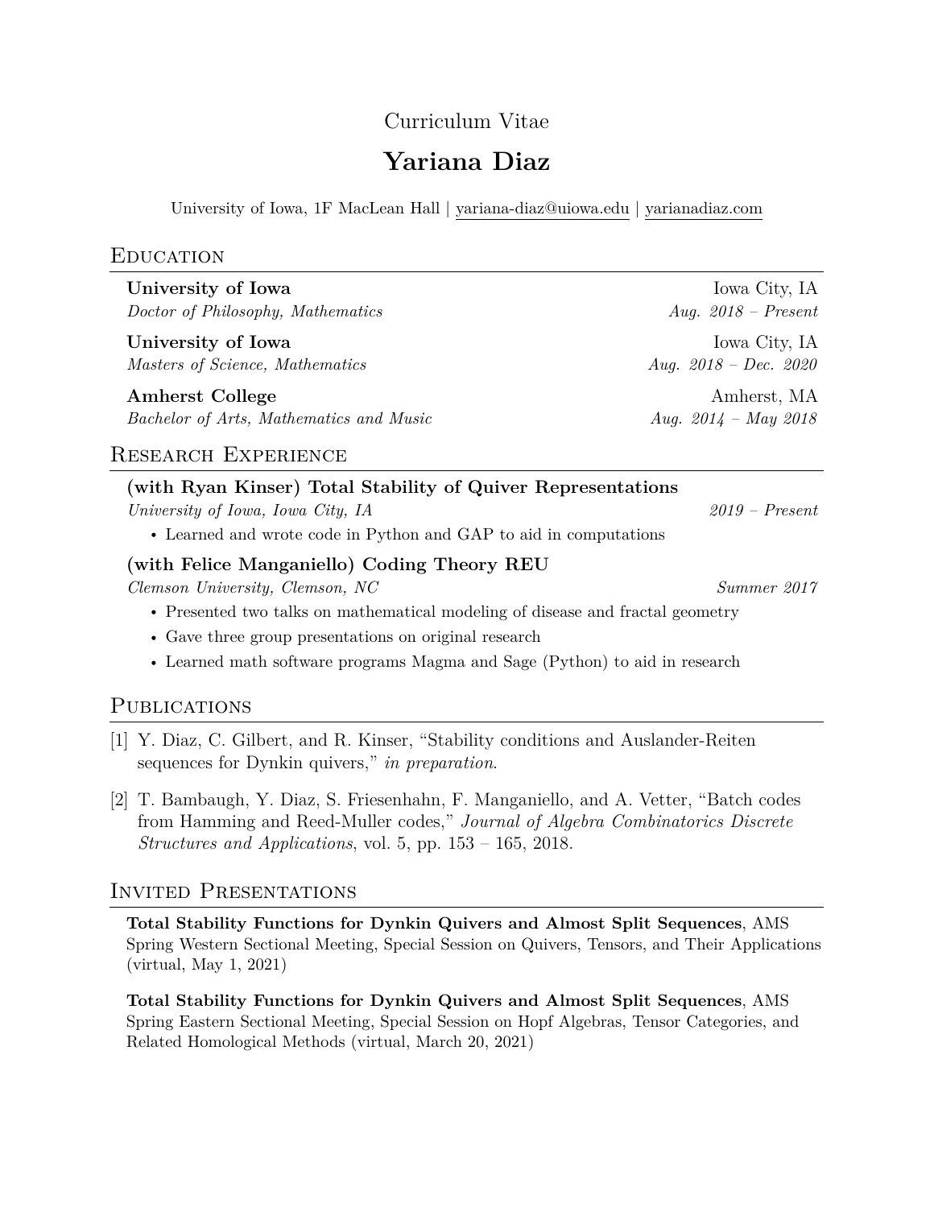Curriculum Vitae

# Yariana Diaz

University of Iowa, 1F MacLean Hall | yariana-diaz@uiowa.edu | yarianadiaz.com

## Education

**University of Iowa** — Iowa City, IA
*Doctor of Philosophy, Mathematics* — *Aug. 2018 – Present*

**University of Iowa** — Iowa City, IA
*Masters of Science, Mathematics* — *Aug. 2018 – Dec. 2020*

**Amherst College** — Amherst, MA
*Bachelor of Arts, Mathematics and Music* — *Aug. 2014 – May 2018*

## Research Experience

**(with Ryan Kinser) Total Stability of Quiver Representations**
*University of Iowa, Iowa City, IA* — *2019 – Present*

- Learned and wrote code in Python and GAP to aid in computations

**(with Felice Manganiello) Coding Theory REU**
*Clemson University, Clemson, NC* — *Summer 2017*

- Presented two talks on mathematical modeling of disease and fractal geometry
- Gave three group presentations on original research
- Learned math software programs Magma and Sage (Python) to aid in research

## Publications

[1] Y. Diaz, C. Gilbert, and R. Kinser, "Stability conditions and Auslander-Reiten sequences for Dynkin quivers," *in preparation*.

[2] T. Bambaugh, Y. Diaz, S. Friesenhahn, F. Manganiello, and A. Vetter, "Batch codes from Hamming and Reed-Muller codes," *Journal of Algebra Combinatorics Discrete Structures and Applications*, vol. 5, pp. 153 – 165, 2018.

## Invited Presentations

**Total Stability Functions for Dynkin Quivers and Almost Split Sequences**, AMS Spring Western Sectional Meeting, Special Session on Quivers, Tensors, and Their Applications (virtual, May 1, 2021)

**Total Stability Functions for Dynkin Quivers and Almost Split Sequences**, AMS Spring Eastern Sectional Meeting, Special Session on Hopf Algebras, Tensor Categories, and Related Homological Methods (virtual, March 20, 2021)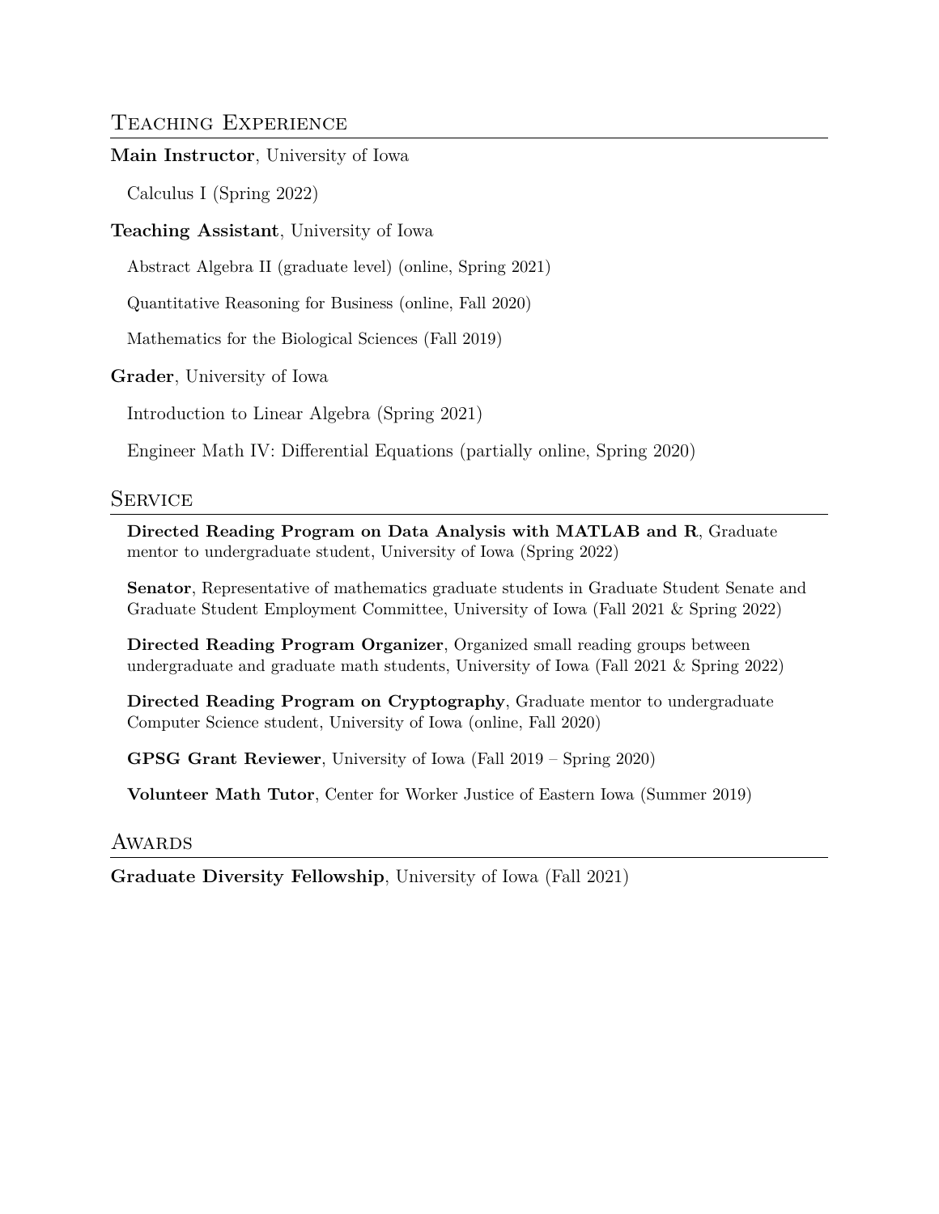## Teaching Experience

**Main Instructor**, University of Iowa

Calculus I (Spring 2022)

**Teaching Assistant**, University of Iowa

Abstract Algebra II (graduate level) (online, Spring 2021)

Quantitative Reasoning for Business (online, Fall 2020)

Mathematics for the Biological Sciences (Fall 2019)

**Grader**, University of Iowa

Introduction to Linear Algebra (Spring 2021)

Engineer Math IV: Differential Equations (partially online, Spring 2020)

## Service

**Directed Reading Program on Data Analysis with MATLAB and R**, Graduate mentor to undergraduate student, University of Iowa (Spring 2022)

**Senator**, Representative of mathematics graduate students in Graduate Student Senate and Graduate Student Employment Committee, University of Iowa (Fall 2021 & Spring 2022)

**Directed Reading Program Organizer**, Organized small reading groups between undergraduate and graduate math students, University of Iowa (Fall 2021 & Spring 2022)

**Directed Reading Program on Cryptography**, Graduate mentor to undergraduate Computer Science student, University of Iowa (online, Fall 2020)

**GPSG Grant Reviewer**, University of Iowa (Fall 2019 – Spring 2020)

**Volunteer Math Tutor**, Center for Worker Justice of Eastern Iowa (Summer 2019)

## Awards

**Graduate Diversity Fellowship**, University of Iowa (Fall 2021)